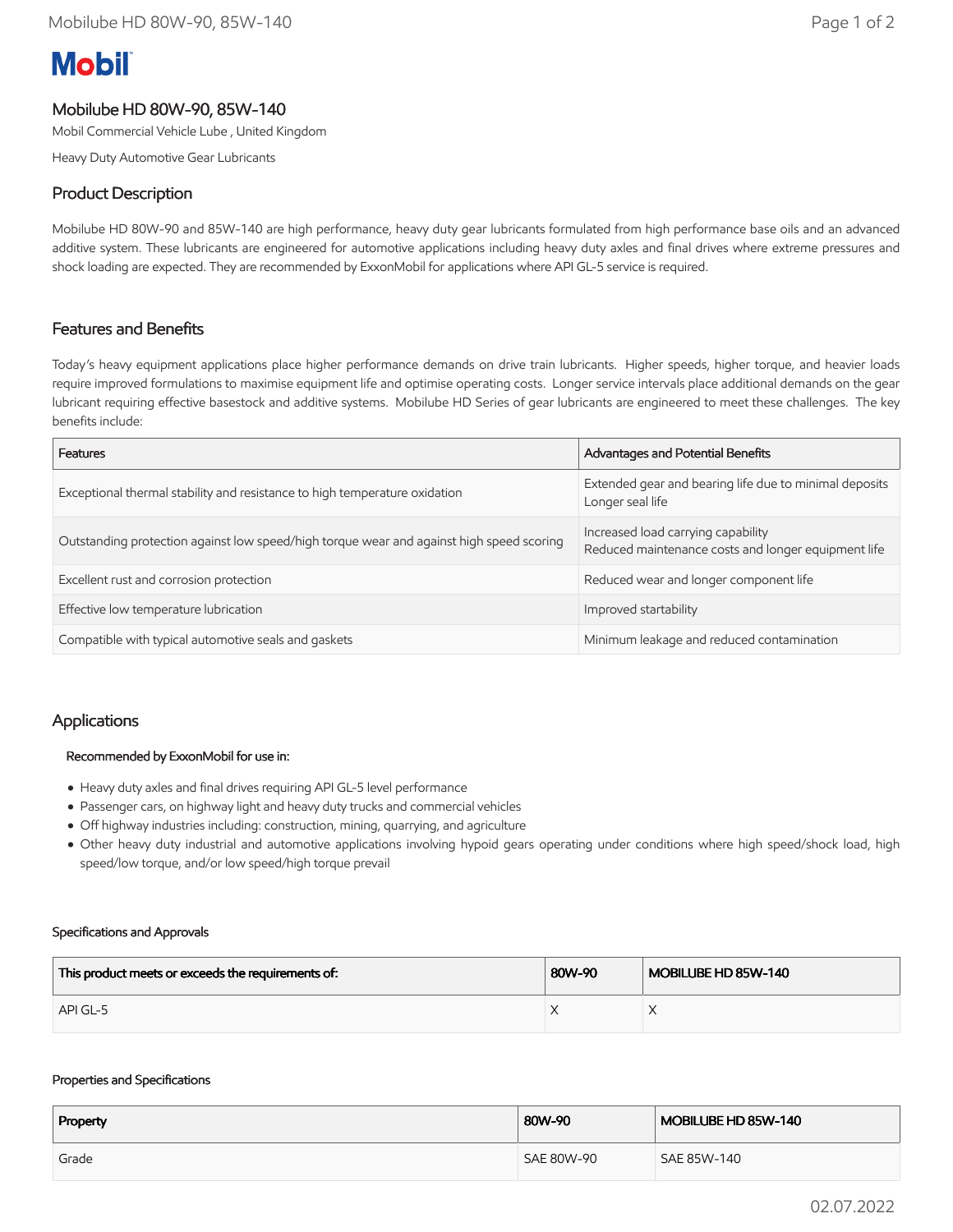Mobil

# Mobilube HD 80W-90, 85W-140

Mobil Commercial Vehicle Lube , United Kingdom

Heavy Duty Automotive Gear Lubricants

## Product Description

Mobilube HD 80W-90 and 85W-140 are high performance, heavy duty gear lubricants formulated from high performance base oils and an advanced additive system. These lubricants are engineered for automotive applications including heavy duty axles and final drives where extreme pressures and shock loading are expected. They are recommended by ExxonMobil for applications where API GL-5 service is required.

## Features and Benefits

Today's heavy equipment applications place higher performance demands on drive train lubricants. Higher speeds, higher torque, and heavier loads require improved formulations to maximise equipment life and optimise operating costs. Longer service intervals place additional demands on the gear lubricant requiring effective basestock and additive systems. Mobilube HD Series of gear lubricants are engineered to meet these challenges. The key benefits include:

| Features | Advantages and Potential Benefits |
|---|---|
| Exceptional thermal stability and resistance to high temperature oxidation | Extended gear and bearing life due to minimal deposits<br>Longer seal life |
| Outstanding protection against low speed/high torque wear and against high speed scoring | Increased load carrying capability<br>Reduced maintenance costs and longer equipment life |
| Excellent rust and corrosion protection | Reduced wear and longer component life |
| Effective low temperature lubrication | Improved startability |
| Compatible with typical automotive seals and gaskets | Minimum leakage and reduced contamination |

## Applications

**Recommended by ExxonMobil for use in:**

- Heavy duty axles and final drives requiring API GL-5 level performance
- Passenger cars, on highway light and heavy duty trucks and commercial vehicles
- Off highway industries including: construction, mining, quarrying, and agriculture
- Other heavy duty industrial and automotive applications involving hypoid gears operating under conditions where high speed/shock load, high speed/low torque, and/or low speed/high torque prevail

### Specifications and Approvals

| This product meets or exceeds the requirements of: | 80W-90 | MOBILUBE HD 85W-140 |
|---|---|---|
| API GL-5 | X | X |

### Properties and Specifications

| Property | 80W-90 | MOBILUBE HD 85W-140 |
|---|---|---|
| Grade | SAE 80W-90 | SAE 85W-140 |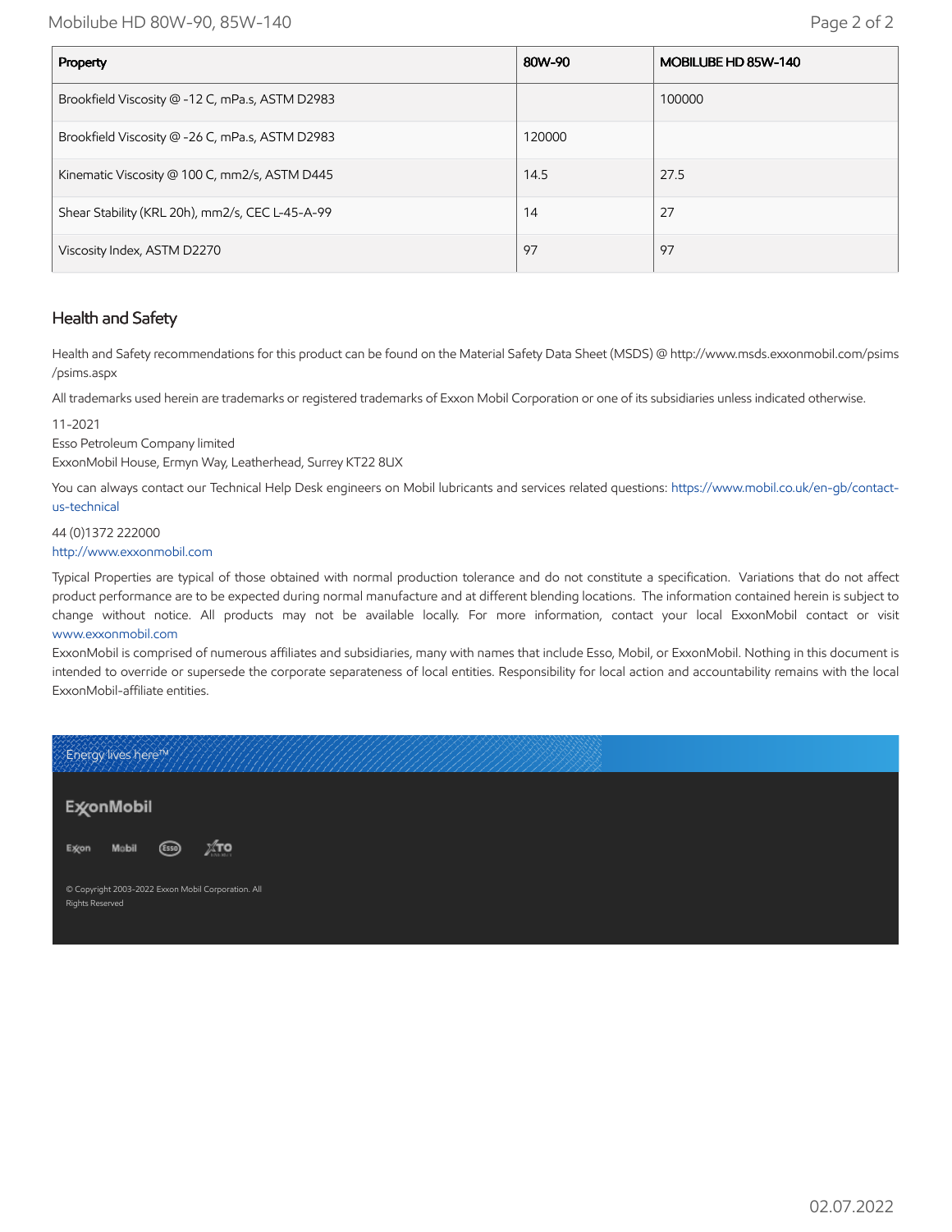| Property | 80W-90 | MOBILUBE HD 85W-140 |
| --- | --- | --- |
| Brookfield Viscosity @ -12 C, mPa.s, ASTM D2983 | | 100000 |
| Brookfield Viscosity @ -26 C, mPa.s, ASTM D2983 | 120000 | |
| Kinematic Viscosity @ 100 C, mm2/s, ASTM D445 | 14.5 | 27.5 |
| Shear Stability (KRL 20h), mm2/s, CEC L-45-A-99 | 14 | 27 |
| Viscosity Index, ASTM D2270 | 97 | 97 |

## Health and Safety

Health and Safety recommendations for this product can be found on the Material Safety Data Sheet (MSDS) @ http://www.msds.exxonmobil.com/psims/psims.aspx

All trademarks used herein are trademarks or registered trademarks of Exxon Mobil Corporation or one of its subsidiaries unless indicated otherwise.

11-2021
Esso Petroleum Company limited
ExxonMobil House, Ermyn Way, Leatherhead, Surrey KT22 8UX

You can always contact our Technical Help Desk engineers on Mobil lubricants and services related questions: https://www.mobil.co.uk/en-gb/contact-us-technical

44 (0)1372 222000
http://www.exxonmobil.com

Typical Properties are typical of those obtained with normal production tolerance and do not constitute a specification. Variations that do not affect product performance are to be expected during normal manufacture and at different blending locations. The information contained herein is subject to change without notice. All products may not be available locally. For more information, contact your local ExxonMobil contact or visit www.exxonmobil.com
ExxonMobil is comprised of numerous affiliates and subsidiaries, many with names that include Esso, Mobil, or ExxonMobil. Nothing in this document is intended to override or supersede the corporate separateness of local entities. Responsibility for local action and accountability remains with the local ExxonMobil-affiliate entities.

Energy lives here™

ExxonMobil

Exxon Mobil Esso XTO

© Copyright 2003-2022 Exxon Mobil Corporation. All Rights Reserved

02.07.2022